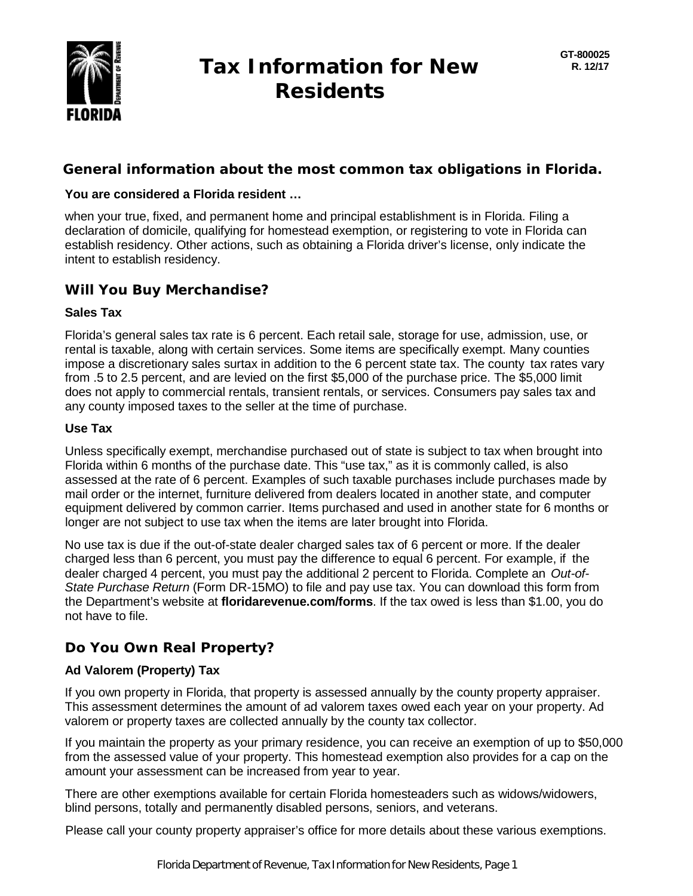GT-800025
R. 12/17

# Tax Information for New Residents

## General information about the most common tax obligations in Florida.

**You are considered a Florida resident …**

when your true, fixed, and permanent home and principal establishment is in Florida. Filing a declaration of domicile, qualifying for homestead exemption, or registering to vote in Florida can establish residency. Other actions, such as obtaining a Florida driver's license, only indicate the intent to establish residency.

## Will You Buy Merchandise?

### Sales Tax

Florida's general sales tax rate is 6 percent. Each retail sale, storage for use, admission, use, or rental is taxable, along with certain services. Some items are specifically exempt. Many counties impose a discretionary sales surtax in addition to the 6 percent state tax. The county tax rates vary from .5 to 2.5 percent, and are levied on the first $5,000 of the purchase price. The $5,000 limit does not apply to commercial rentals, transient rentals, or services. Consumers pay sales tax and any county imposed taxes to the seller at the time of purchase.

### Use Tax

Unless specifically exempt, merchandise purchased out of state is subject to tax when brought into Florida within 6 months of the purchase date. This "use tax," as it is commonly called, is also assessed at the rate of 6 percent. Examples of such taxable purchases include purchases made by mail order or the internet, furniture delivered from dealers located in another state, and computer equipment delivered by common carrier. Items purchased and used in another state for 6 months or longer are not subject to use tax when the items are later brought into Florida.

No use tax is due if the out-of-state dealer charged sales tax of 6 percent or more. If the dealer charged less than 6 percent, you must pay the difference to equal 6 percent. For example, if the dealer charged 4 percent, you must pay the additional 2 percent to Florida. Complete an *Out-of-State Purchase Return* (Form DR-15MO) to file and pay use tax. You can download this form from the Department's website at **floridarevenue.com/forms**. If the tax owed is less than $1.00, you do not have to file.

## Do You Own Real Property?

### Ad Valorem (Property) Tax

If you own property in Florida, that property is assessed annually by the county property appraiser. This assessment determines the amount of ad valorem taxes owed each year on your property. Ad valorem or property taxes are collected annually by the county tax collector.

If you maintain the property as your primary residence, you can receive an exemption of up to $50,000 from the assessed value of your property. This homestead exemption also provides for a cap on the amount your assessment can be increased from year to year.

There are other exemptions available for certain Florida homesteaders such as widows/widowers, blind persons, totally and permanently disabled persons, seniors, and veterans.

Please call your county property appraiser's office for more details about these various exemptions.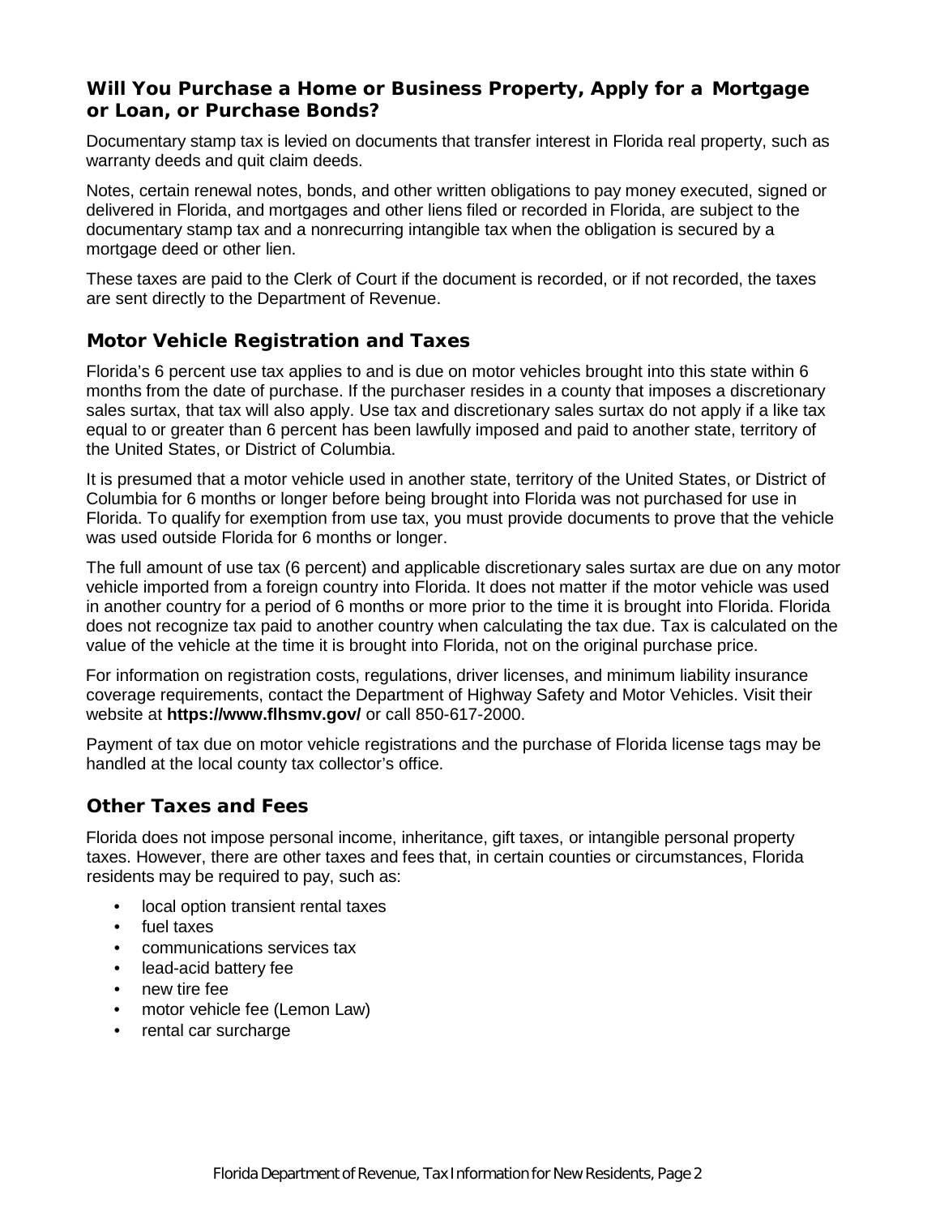## Will You Purchase a Home or Business Property, Apply for a Mortgage or Loan, or Purchase Bonds?

Documentary stamp tax is levied on documents that transfer interest in Florida real property, such as warranty deeds and quit claim deeds.

Notes, certain renewal notes, bonds, and other written obligations to pay money executed, signed or delivered in Florida, and mortgages and other liens filed or recorded in Florida, are subject to the documentary stamp tax and a nonrecurring intangible tax when the obligation is secured by a mortgage deed or other lien.

These taxes are paid to the Clerk of Court if the document is recorded, or if not recorded, the taxes are sent directly to the Department of Revenue.

## Motor Vehicle Registration and Taxes

Florida's 6 percent use tax applies to and is due on motor vehicles brought into this state within 6 months from the date of purchase. If the purchaser resides in a county that imposes a discretionary sales surtax, that tax will also apply. Use tax and discretionary sales surtax do not apply if a like tax equal to or greater than 6 percent has been lawfully imposed and paid to another state, territory of the United States, or District of Columbia.

It is presumed that a motor vehicle used in another state, territory of the United States, or District of Columbia for 6 months or longer before being brought into Florida was not purchased for use in Florida. To qualify for exemption from use tax, you must provide documents to prove that the vehicle was used outside Florida for 6 months or longer.

The full amount of use tax (6 percent) and applicable discretionary sales surtax are due on any motor vehicle imported from a foreign country into Florida. It does not matter if the motor vehicle was used in another country for a period of 6 months or more prior to the time it is brought into Florida. Florida does not recognize tax paid to another country when calculating the tax due. Tax is calculated on the value of the vehicle at the time it is brought into Florida, not on the original purchase price.

For information on registration costs, regulations, driver licenses, and minimum liability insurance coverage requirements, contact the Department of Highway Safety and Motor Vehicles. Visit their website at **https://www.flhsmv.gov/** or call 850-617-2000.

Payment of tax due on motor vehicle registrations and the purchase of Florida license tags may be handled at the local county tax collector's office.

## Other Taxes and Fees

Florida does not impose personal income, inheritance, gift taxes, or intangible personal property taxes. However, there are other taxes and fees that, in certain counties or circumstances, Florida residents may be required to pay, such as:

- local option transient rental taxes
- fuel taxes
- communications services tax
- lead-acid battery fee
- new tire fee
- motor vehicle fee (Lemon Law)
- rental car surcharge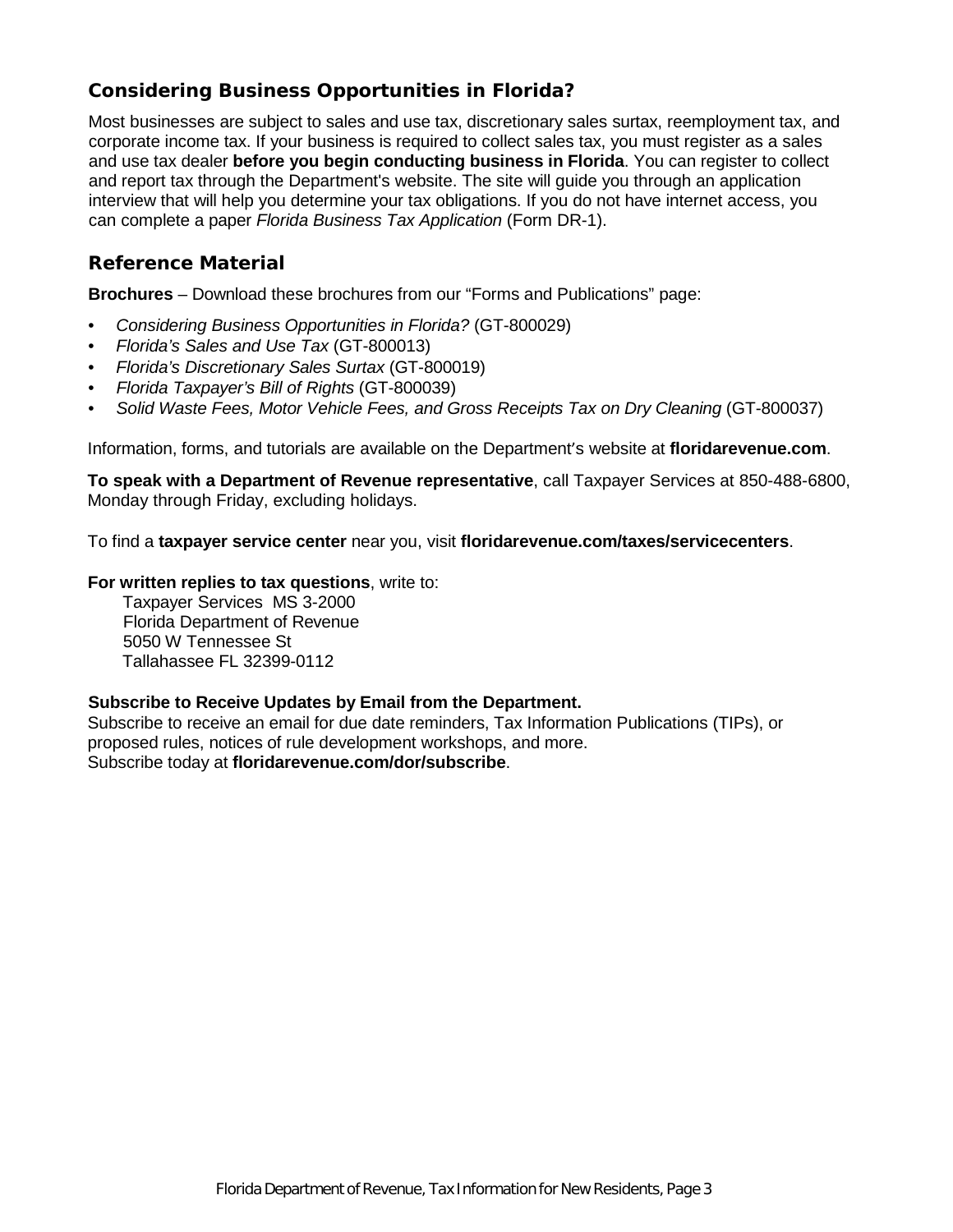## Considering Business Opportunities in Florida?

Most businesses are subject to sales and use tax, discretionary sales surtax, reemployment tax, and corporate income tax. If your business is required to collect sales tax, you must register as a sales and use tax dealer **before you begin conducting business in Florida**. You can register to collect and report tax through the Department's website. The site will guide you through an application interview that will help you determine your tax obligations. If you do not have internet access, you can complete a paper *Florida Business Tax Application* (Form DR-1).

## Reference Material

**Brochures** – Download these brochures from our "Forms and Publications" page:

- *Considering Business Opportunities in Florida?* (GT-800029)
- *Florida's Sales and Use Tax* (GT-800013)
- *Florida's Discretionary Sales Surtax* (GT-800019)
- *Florida Taxpayer's Bill of Rights* (GT-800039)
- *Solid Waste Fees, Motor Vehicle Fees, and Gross Receipts Tax on Dry Cleaning* (GT-800037)

Information, forms, and tutorials are available on the Department's website at **floridarevenue.com**.

**To speak with a Department of Revenue representative**, call Taxpayer Services at 850-488-6800, Monday through Friday, excluding holidays.

To find a **taxpayer service center** near you, visit **floridarevenue.com/taxes/servicecenters**.

**For written replies to tax questions**, write to:

Taxpayer Services MS 3-2000
Florida Department of Revenue
5050 W Tennessee St
Tallahassee FL 32399-0112

**Subscribe to Receive Updates by Email from the Department.**
Subscribe to receive an email for due date reminders, Tax Information Publications (TIPs), or proposed rules, notices of rule development workshops, and more.
Subscribe today at **floridarevenue.com/dor/subscribe**.